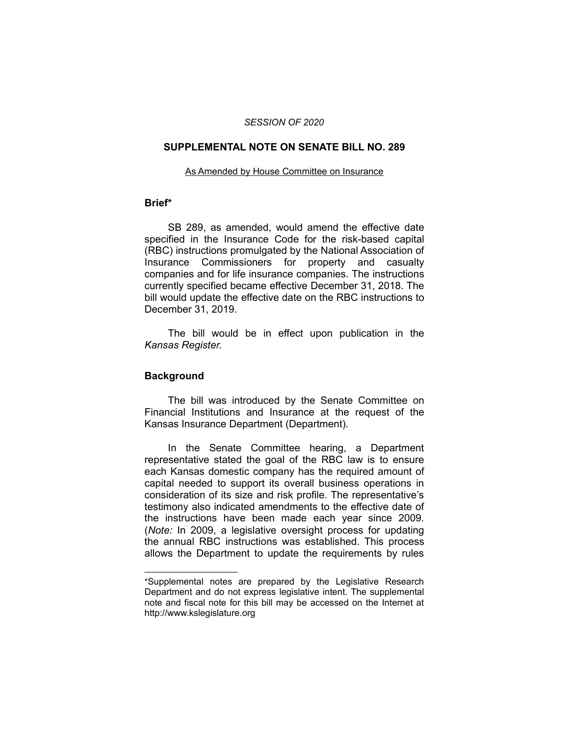*SESSION OF 2020*

## SUPPLEMENTAL NOTE ON SENATE BILL NO. 289

As Amended by House Committee on Insurance

### Brief*

SB 289, as amended, would amend the effective date specified in the Insurance Code for the risk-based capital (RBC) instructions promulgated by the National Association of Insurance Commissioners for property and casualty companies and for life insurance companies. The instructions currently specified became effective December 31, 2018. The bill would update the effective date on the RBC instructions to December 31, 2019.

The bill would be in effect upon publication in the *Kansas Register.*

### Background

The bill was introduced by the Senate Committee on Financial Institutions and Insurance at the request of the Kansas Insurance Department (Department).

In the Senate Committee hearing, a Department representative stated the goal of the RBC law is to ensure each Kansas domestic company has the required amount of capital needed to support its overall business operations in consideration of its size and risk profile. The representative's testimony also indicated amendments to the effective date of the instructions have been made each year since 2009. (*Note:* In 2009, a legislative oversight process for updating the annual RBC instructions was established. This process allows the Department to update the requirements by rules

____________________

*Supplemental notes are prepared by the Legislative Research Department and do not express legislative intent. The supplemental note and fiscal note for this bill may be accessed on the Internet at http://www.kslegislature.org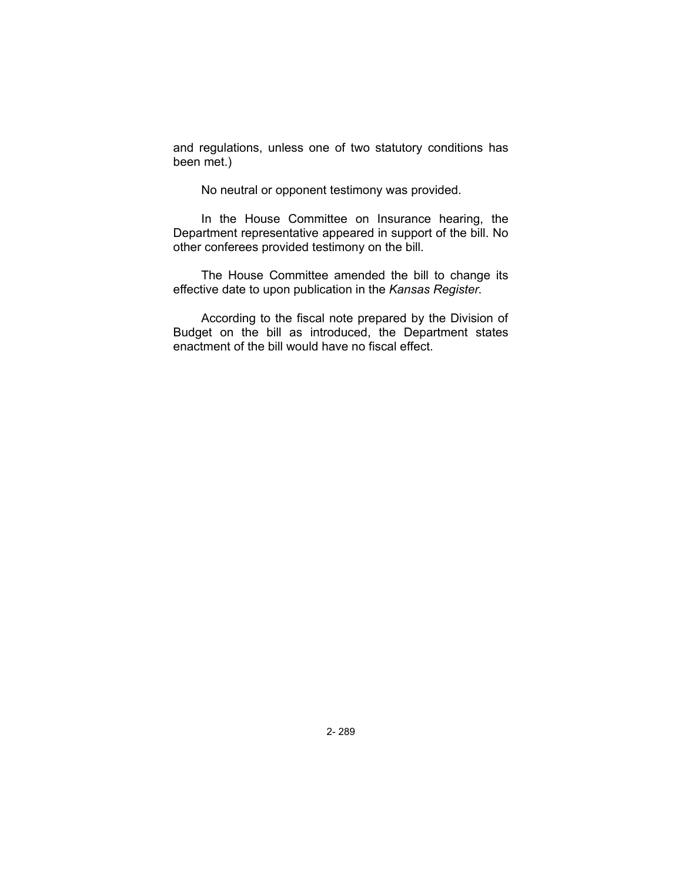and regulations, unless one of two statutory conditions has been met.)

No neutral or opponent testimony was provided.

In the House Committee on Insurance hearing, the Department representative appeared in support of the bill. No other conferees provided testimony on the bill.

The House Committee amended the bill to change its effective date to upon publication in the *Kansas Register*.

According to the fiscal note prepared by the Division of Budget on the bill as introduced, the Department states enactment of the bill would have no fiscal effect.